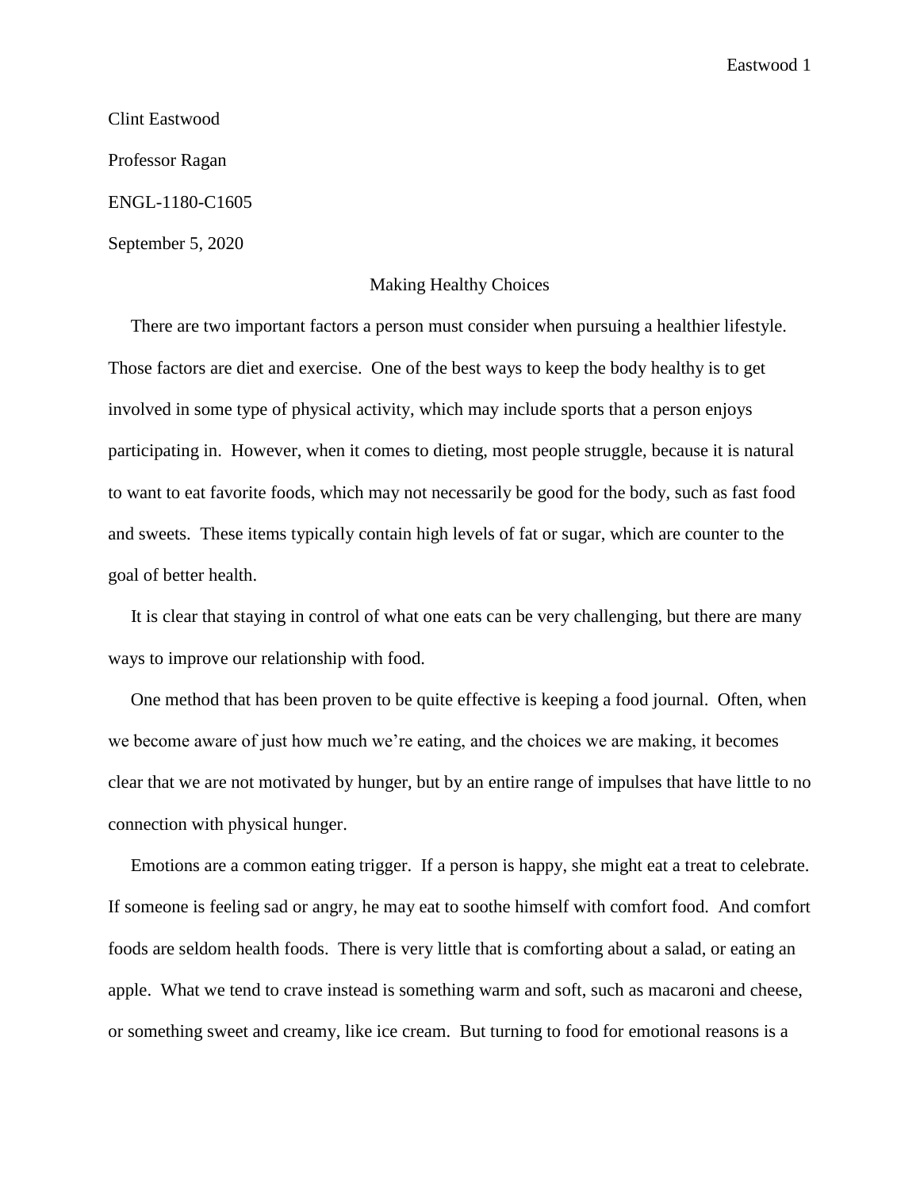Clint Eastwood

Professor Ragan

ENGL-1180-C1605

September 5, 2020

# Making Healthy Choices

There are two important factors a person must consider when pursuing a healthier lifestyle. Those factors are diet and exercise. One of the best ways to keep the body healthy is to get involved in some type of physical activity, which may include sports that a person enjoys participating in. However, when it comes to dieting, most people struggle, because it is natural to want to eat favorite foods, which may not necessarily be good for the body, such as fast food and sweets. These items typically contain high levels of fat or sugar, which are counter to the goal of better health.

It is clear that staying in control of what one eats can be very challenging, but there are many ways to improve our relationship with food.

One method that has been proven to be quite effective is keeping a food journal. Often, when we become aware of just how much we're eating, and the choices we are making, it becomes clear that we are not motivated by hunger, but by an entire range of impulses that have little to no connection with physical hunger.

Emotions are a common eating trigger. If a person is happy, she might eat a treat to celebrate. If someone is feeling sad or angry, he may eat to soothe himself with comfort food. And comfort foods are seldom health foods. There is very little that is comforting about a salad, or eating an apple. What we tend to crave instead is something warm and soft, such as macaroni and cheese, or something sweet and creamy, like ice cream. But turning to food for emotional reasons is a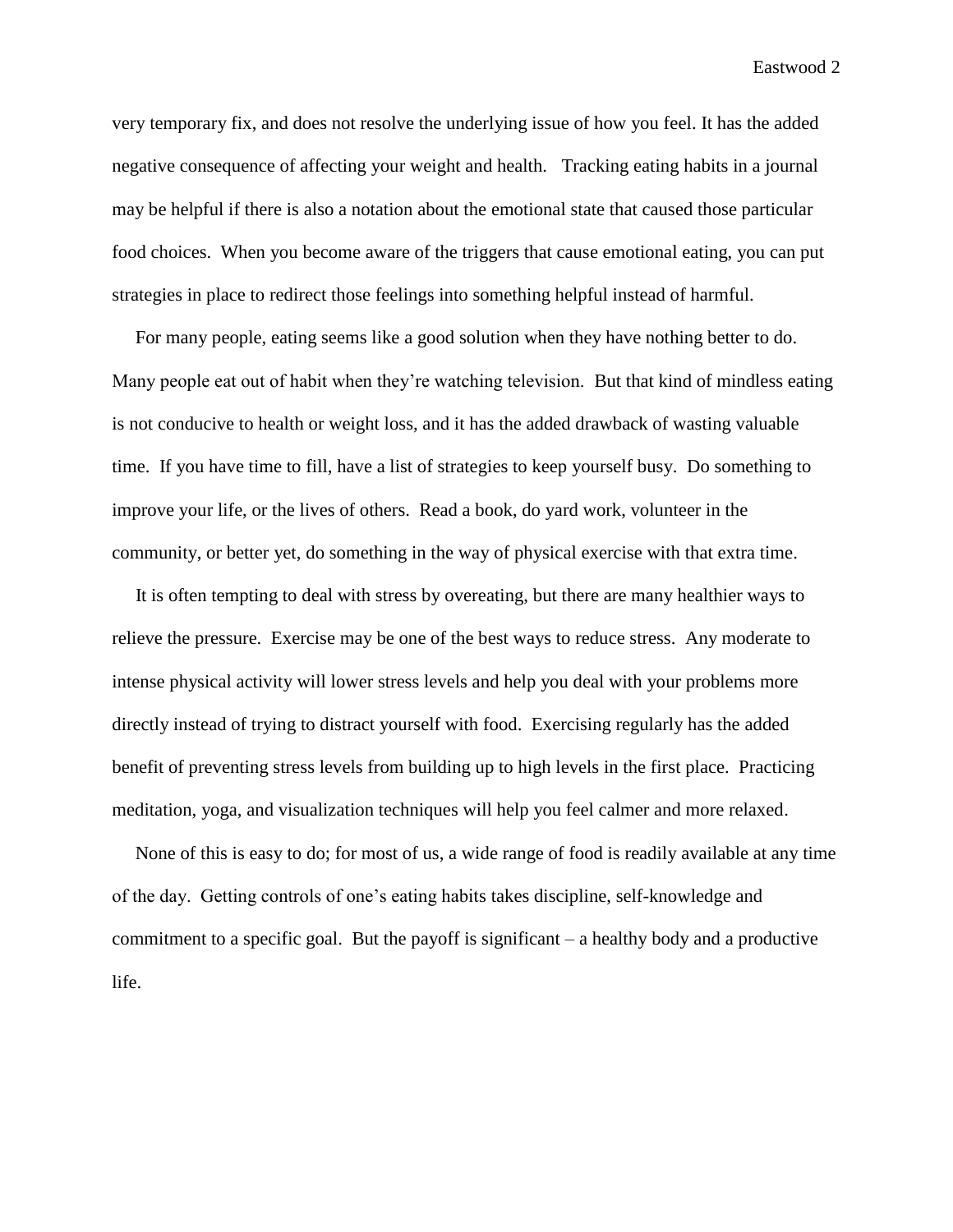very temporary fix, and does not resolve the underlying issue of how you feel. It has the added negative consequence of affecting your weight and health. Tracking eating habits in a journal may be helpful if there is also a notation about the emotional state that caused those particular food choices. When you become aware of the triggers that cause emotional eating, you can put strategies in place to redirect those feelings into something helpful instead of harmful.

For many people, eating seems like a good solution when they have nothing better to do. Many people eat out of habit when they're watching television. But that kind of mindless eating is not conducive to health or weight loss, and it has the added drawback of wasting valuable time. If you have time to fill, have a list of strategies to keep yourself busy. Do something to improve your life, or the lives of others. Read a book, do yard work, volunteer in the community, or better yet, do something in the way of physical exercise with that extra time.

It is often tempting to deal with stress by overeating, but there are many healthier ways to relieve the pressure. Exercise may be one of the best ways to reduce stress. Any moderate to intense physical activity will lower stress levels and help you deal with your problems more directly instead of trying to distract yourself with food. Exercising regularly has the added benefit of preventing stress levels from building up to high levels in the first place. Practicing meditation, yoga, and visualization techniques will help you feel calmer and more relaxed.

None of this is easy to do; for most of us, a wide range of food is readily available at any time of the day. Getting controls of one's eating habits takes discipline, self-knowledge and commitment to a specific goal. But the payoff is significant – a healthy body and a productive life.